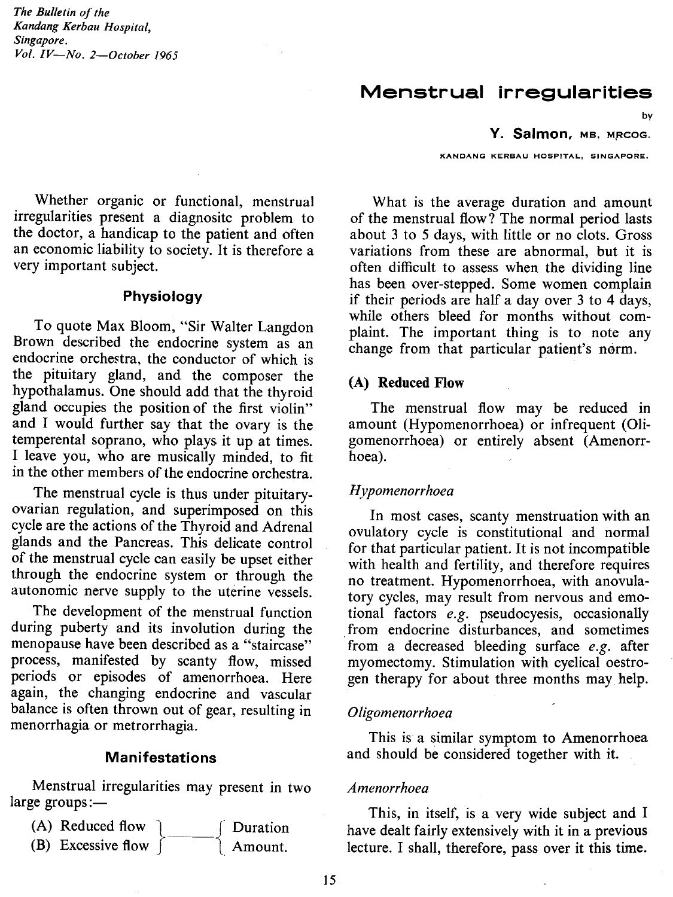# Menstrual irregularities

by

**Y. Salmon,** MB, MRCOG.

KANDANG KERBAU HOSPITAL, SINGAPORE.

Whether organic or functional, menstrual irregularities present a diagnositc problem to the doctor, a handicap to the patient and often an economic liability to society. It is therefore a very important subject.

## Physiology

To quote Max Bloom, "Sir Walter Langdon Brown described the endocrine system as an endocrine orchestra, the conductor of which is the pituitary gland, and the composer the hypothalamus. One should add that the thyroid gland occupies the position of the first violin" and I would further say that the ovary is the temperental soprano, who plays it up at times. I leave you, who are musically minded, to fit in the other members of the endocrine orchestra.

The menstrual cycle is thus under pituitary-ovarian regulation, and superimposed on this cycle are the actions of the Thyroid and Adrenal glands and the Pancreas. This delicate control of the menstrual cycle can easily be upset either through the endocrine system or through the autonomic nerve supply to the uterine vessels.

The development of the menstrual function during puberty and its involution during the menopause have been described as a "staircase" process, manifested by scanty flow, missed periods or episodes of amenorrhoea. Here again, the changing endocrine and vascular balance is often thrown out of gear, resulting in menorrhagia or metrorrhagia.

## Manifestations

Menstrual irregularities may present in two large groups:—

(A) Reduced flow }———{ Duration
(B) Excessive flow }———{ Amount.

What is the average duration and amount of the menstrual flow? The normal period lasts about 3 to 5 days, with little or no clots. Gross variations from these are abnormal, but it is often difficult to assess when the dividing line has been over-stepped. Some women complain if their periods are half a day over 3 to 4 days, while others bleed for months without complaint. The important thing is to note any change from that particular patient's norm.

### (A) Reduced Flow

The menstrual flow may be reduced in amount (Hypomenorrhoea) or infrequent (Oligomenorrhoea) or entirely absent (Amenorrhoea).

#### *Hypomenorrhoea*

In most cases, scanty menstruation with an ovulatory cycle is constitutional and normal for that particular patient. It is not incompatible with health and fertility, and therefore requires no treatment. Hypomenorrhoea, with anovulatory cycles, may result from nervous and emotional factors *e.g.* pseudocyesis, occasionally from endocrine disturbances, and sometimes from a decreased bleeding surface *e.g.* after myomectomy. Stimulation with cyclical oestrogen therapy for about three months may help.

#### *Oligomenorrhoea*

This is a similar symptom to Amenorrhoea and should be considered together with it.

#### *Amenorrhoea*

This, in itself, is a very wide subject and I have dealt fairly extensively with it in a previous lecture. I shall, therefore, pass over it this time.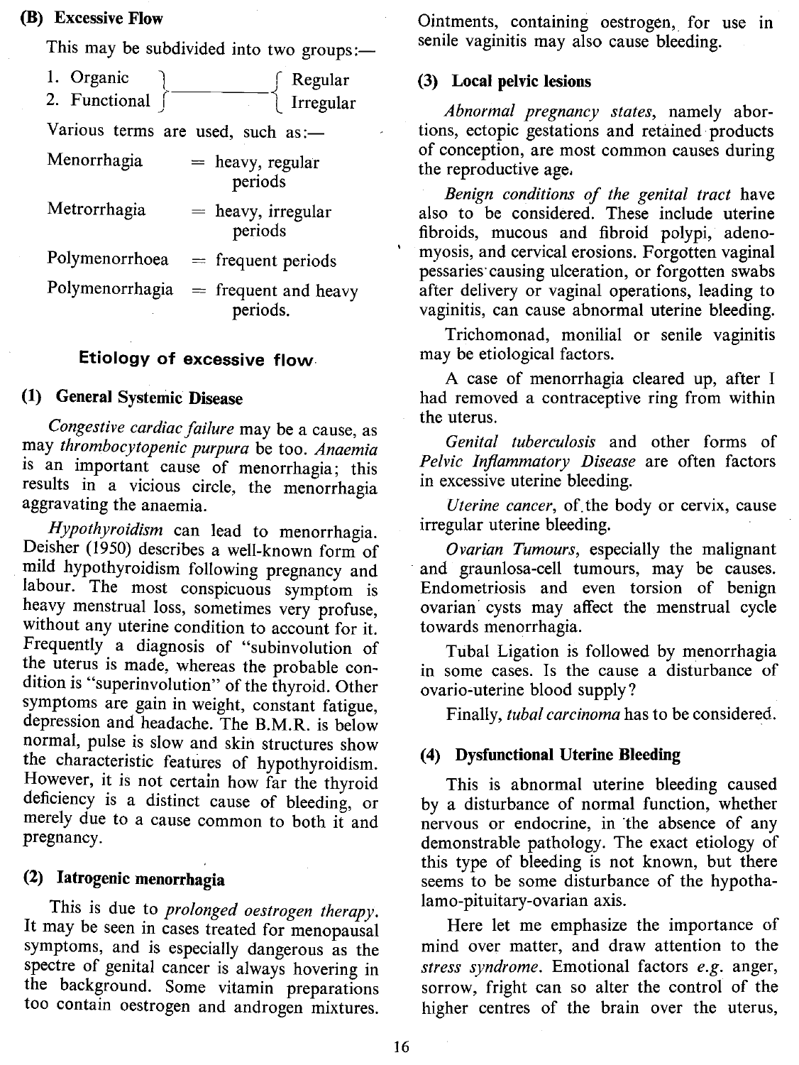### (B) Excessive Flow

This may be subdivided into two groups:—

1. Organic
2. Functional

} —— { Regular / Irregular

Various terms are used, such as:—

| | |
|---|---|
| Menorrhagia | = heavy, regular periods |
| Metrorrhagia | = heavy, irregular periods |
| Polymenorrhoea | = frequent periods |
| Polymenorrhagia | = frequent and heavy periods. |

## Etiology of excessive flow

### (1) General Systemic Disease

*Congestive cardiac failure* may be a cause, as may *thrombocytopenic purpura* be too. *Anaemia* is an important cause of menorrhagia; this results in a vicious circle, the menorrhagia aggravating the anaemia.

*Hypothyroidism* can lead to menorrhagia. Deisher (1950) describes a well-known form of mild hypothyroidism following pregnancy and labour. The most conspicuous symptom is heavy menstrual loss, sometimes very profuse, without any uterine condition to account for it. Frequently a diagnosis of "subinvolution of the uterus is made, whereas the probable condition is "superinvolution" of the thyroid. Other symptoms are gain in weight, constant fatigue, depression and headache. The B.M.R. is below normal, pulse is slow and skin structures show the characteristic features of hypothyroidism. However, it is not certain how far the thyroid deficiency is a distinct cause of bleeding, or merely due to a cause common to both it and pregnancy.

### (2) Iatrogenic menorrhagia

This is due to *prolonged oestrogen therapy*. It may be seen in cases treated for menopausal symptoms, and is especially dangerous as the spectre of genital cancer is always hovering in the background. Some vitamin preparations too contain oestrogen and androgen mixtures. Ointments, containing oestrogen, for use in senile vaginitis may also cause bleeding.

### (3) Local pelvic lesions

*Abnormal pregnancy states*, namely abortions, ectopic gestations and retained products of conception, are most common causes during the reproductive age.

*Benign conditions of the genital tract* have also to be considered. These include uterine fibroids, mucous and fibroid polypi, adenomyosis, and cervical erosions. Forgotten vaginal pessaries causing ulceration, or forgotten swabs after delivery or vaginal operations, leading to vaginitis, can cause abnormal uterine bleeding.

Trichomonad, monilial or senile vaginitis may be etiological factors.

A case of menorrhagia cleared up, after I had removed a contraceptive ring from within the uterus.

*Genital tuberculosis* and other forms of *Pelvic Inflammatory Disease* are often factors in excessive uterine bleeding.

*Uterine cancer*, of the body or cervix, cause irregular uterine bleeding.

*Ovarian Tumours*, especially the malignant and graunlosa-cell tumours, may be causes. Endometriosis and even torsion of benign ovarian cysts may affect the menstrual cycle towards menorrhagia.

Tubal Ligation is followed by menorrhagia in some cases. Is the cause a disturbance of ovario-uterine blood supply?

Finally, *tubal carcinoma* has to be considered.

### (4) Dysfunctional Uterine Bleeding

This is abnormal uterine bleeding caused by a disturbance of normal function, whether nervous or endocrine, in the absence of any demonstrable pathology. The exact etiology of this type of bleeding is not known, but there seems to be some disturbance of the hypothalamo-pituitary-ovarian axis.

Here let me emphasize the importance of mind over matter, and draw attention to the *stress syndrome*. Emotional factors *e.g.* anger, sorrow, fright can so alter the control of the higher centres of the brain over the uterus,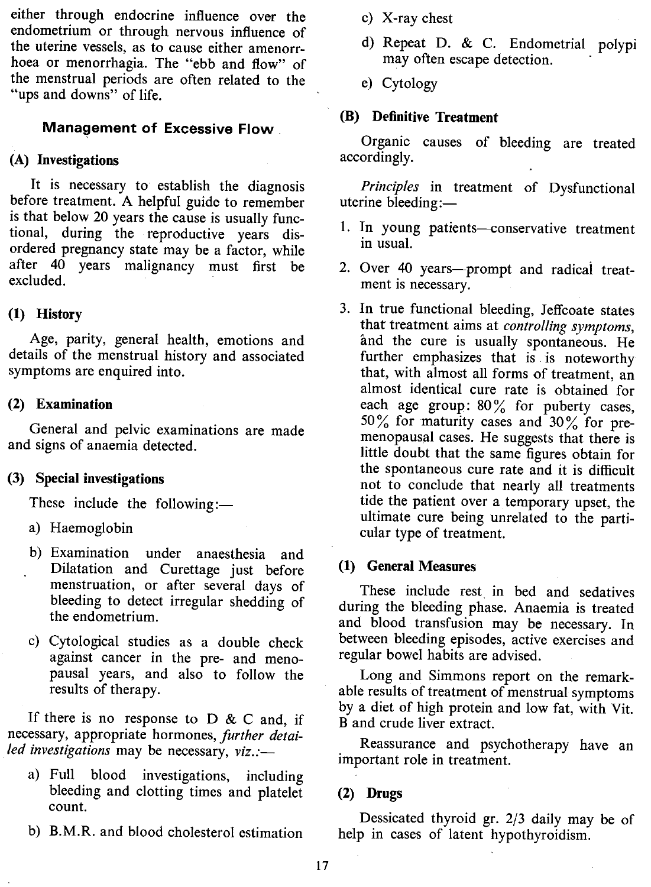either through endocrine influence over the endometrium or through nervous influence of the uterine vessels, as to cause either amenorrhoea or menorrhagia. The "ebb and flow" of the menstrual periods are often related to the "ups and downs" of life.

## Management of Excessive Flow

### (A) Investigations

It is necessary to establish the diagnosis before treatment. A helpful guide to remember is that below 20 years the cause is usually functional, during the reproductive years disordered pregnancy state may be a factor, while after 40 years malignancy must first be excluded.

#### (1) History

Age, parity, general health, emotions and details of the menstrual history and associated symptoms are enquired into.

#### (2) Examination

General and pelvic examinations are made and signs of anaemia detected.

#### (3) Special investigations

These include the following:—

a) Haemoglobin

b) Examination under anaesthesia and Dilatation and Curettage just before menstruation, or after several days of bleeding to detect irregular shedding of the endometrium.

c) Cytological studies as a double check against cancer in the pre- and menopausal years, and also to follow the results of therapy.

If there is no response to D & C and, if necessary, appropriate hormones, *further detailed investigations* may be necessary, *viz.:*—

a) Full blood investigations, including bleeding and clotting times and platelet count.

b) B.M.R. and blood cholesterol estimation

c) X-ray chest

d) Repeat D. & C. Endometrial polypi may often escape detection.

e) Cytology

### (B) Definitive Treatment

Organic causes of bleeding are treated accordingly.

*Principles* in treatment of Dysfunctional uterine bleeding:—

1. In young patients—conservative treatment in usual.
2. Over 40 years—prompt and radical treatment is necessary.
3. In true functional bleeding, Jeffcoate states that treatment aims at *controlling symptoms*, and the cure is usually spontaneous. He further emphasizes that is is noteworthy that, with almost all forms of treatment, an almost identical cure rate is obtained for each age group: 80% for puberty cases, 50% for maturity cases and 30% for pre-menopausal cases. He suggests that there is little doubt that the same figures obtain for the spontaneous cure rate and it is difficult not to conclude that nearly all treatments tide the patient over a temporary upset, the ultimate cure being unrelated to the particular type of treatment.

#### (1) General Measures

These include rest in bed and sedatives during the bleeding phase. Anaemia is treated and blood transfusion may be necessary. In between bleeding episodes, active exercises and regular bowel habits are advised.

Long and Simmons report on the remarkable results of treatment of menstrual symptoms by a diet of high protein and low fat, with Vit. B and crude liver extract.

Reassurance and psychotherapy have an important role in treatment.

#### (2) Drugs

Dessicated thyroid gr. 2/3 daily may be of help in cases of latent hypothyroidism.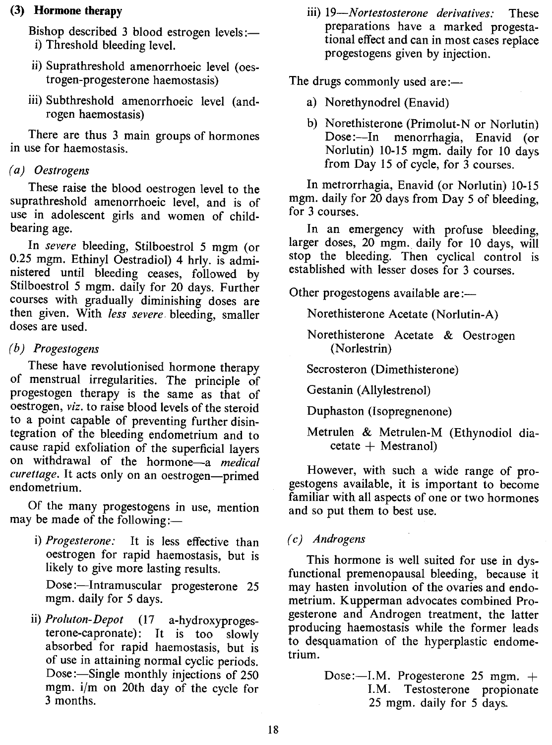### (3) Hormone therapy

Bishop described 3 blood estrogen levels:—

i) Threshold bleeding level.

ii) Suprathreshold amenorrhoeic level (oestrogen-progesterone haemostasis)

iii) Subthreshold amenorrhoeic level (androgen haemostasis)

There are thus 3 main groups of hormones in use for haemostasis.

*(a) Oestrogens*

These raise the blood oestrogen level to the suprathreshold amenorrhoeic level, and is of use in adolescent girls and women of child-bearing age.

In *severe* bleeding, Stilboestrol 5 mgm (or 0.25 mgm. Ethinyl Oestradiol) 4 hrly. is administered until bleeding ceases, followed by Stilboestrol 5 mgm. daily for 20 days. Further courses with gradually diminishing doses are then given. With *less severe* bleeding, smaller doses are used.

*(b) Progestogens*

These have revolutionised hormone therapy of menstrual irregularities. The principle of progestogen therapy is the same as that of oestrogen, *viz.* to raise blood levels of the steroid to a point capable of preventing further disintegration of the bleeding endometrium and to cause rapid exfoliation of the superficial layers on withdrawal of the hormone—a *medical curettage*. It acts only on an oestrogen—primed endometrium.

Of the many progestogens in use, mention may be made of the following:—

i) *Progesterone:* It is less effective than oestrogen for rapid haemostasis, but is likely to give more lasting results.

Dose:—Intramuscular progesterone 25 mgm. daily for 5 days.

ii) *Proluton-Depot* (17 a-hydroxyprogesterone-capronate): It is too slowly absorbed for rapid haemostasis, but is of use in attaining normal cyclic periods. Dose:—Single monthly injections of 250 mgm. i/m on 20th day of the cycle for 3 months.

iii) 19—*Nortestosterone derivatives:* These preparations have a marked progestational effect and can in most cases replace progestogens given by injection.

The drugs commonly used are:—

a) Norethynodrel (Enavid)

b) Norethisterone (Primolut-N or Norlutin) Dose:—In menorrhagia, Enavid (or Norlutin) 10-15 mgm. daily for 10 days from Day 15 of cycle, for 3 courses.

In metrorrhagia, Enavid (or Norlutin) 10-15 mgm. daily for 20 days from Day 5 of bleeding, for 3 courses.

In an emergency with profuse bleeding, larger doses, 20 mgm. daily for 10 days, will stop the bleeding. Then cyclical control is established with lesser doses for 3 courses.

Other progestogens available are:—

Norethisterone Acetate (Norlutin-A)

Norethisterone Acetate & Oestrogen (Norlestrin)

Secrosteron (Dimethisterone)

Gestanin (Allylestrenol)

Duphaston (Isopregnenone)

Metrulen & Metrulen-M (Ethynodiol diacetate + Mestranol)

However, with such a wide range of progestogens available, it is important to become familiar with all aspects of one or two hormones and so put them to best use.

*(c) Androgens*

This hormone is well suited for use in dysfunctional premenopausal bleeding, because it may hasten involution of the ovaries and endometrium. Kupperman advocates combined Progesterone and Androgen treatment, the latter producing haemostasis while the former leads to desquamation of the hyperplastic endometrium.

Dose:—I.M. Progesterone 25 mgm. + I.M. Testosterone propionate 25 mgm. daily for 5 days.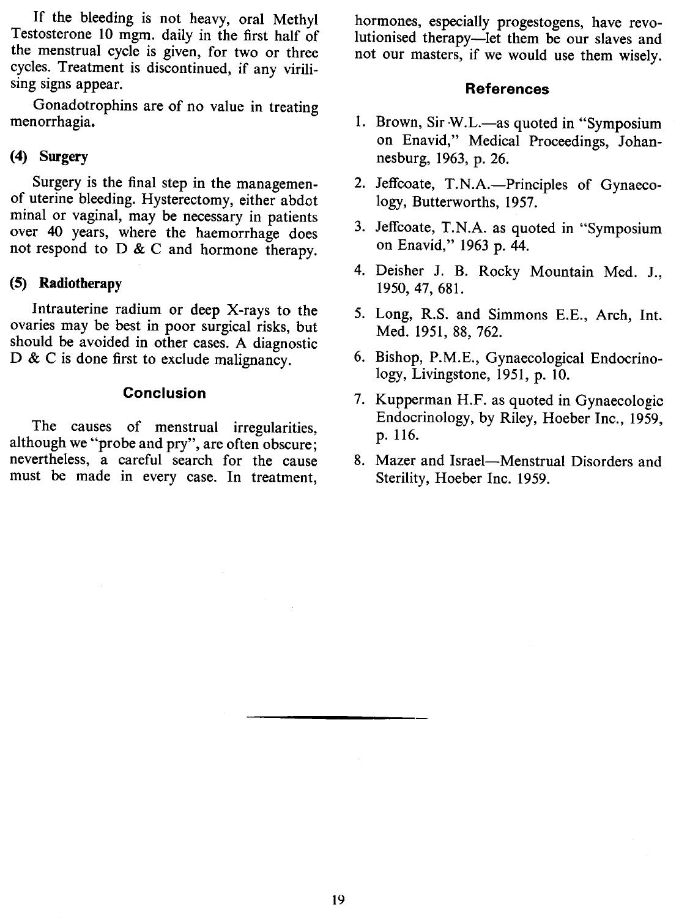If the bleeding is not heavy, oral Methyl Testosterone 10 mgm. daily in the first half of the menstrual cycle is given, for two or three cycles. Treatment is discontinued, if any virilising signs appear.

Gonadotrophins are of no value in treating menorrhagia.

### (4) Surgery

Surgery is the final step in the managemen- of uterine bleeding. Hysterectomy, either abdot minal or vaginal, may be necessary in patients over 40 years, where the haemorrhage does not respond to D & C and hormone therapy.

### (5) Radiotherapy

Intrauterine radium or deep X-rays to the ovaries may be best in poor surgical risks, but should be avoided in other cases. A diagnostic D & C is done first to exclude malignancy.

## Conclusion

The causes of menstrual irregularities, although we "probe and pry", are often obscure; nevertheless, a careful search for the cause must be made in every case. In treatment, hormones, especially progestogens, have revolutionised therapy—let them be our slaves and not our masters, if we would use them wisely.

## References

1. Brown, Sir W.L.—as quoted in "Symposium on Enavid," Medical Proceedings, Johannesburg, 1963, p. 26.
2. Jeffcoate, T.N.A.—Principles of Gynaecology, Butterworths, 1957.
3. Jeffcoate, T.N.A. as quoted in "Symposium on Enavid," 1963 p. 44.
4. Deisher J. B. Rocky Mountain Med. J., 1950, 47, 681.
5. Long, R.S. and Simmons E.E., Arch, Int. Med. 1951, 88, 762.
6. Bishop, P.M.E., Gynaecological Endocrinology, Livingstone, 1951, p. 10.
7. Kupperman H.F. as quoted in Gynaecologic Endocrinology, by Riley, Hoeber Inc., 1959, p. 116.
8. Mazer and Israel—Menstrual Disorders and Sterility, Hoeber Inc. 1959.